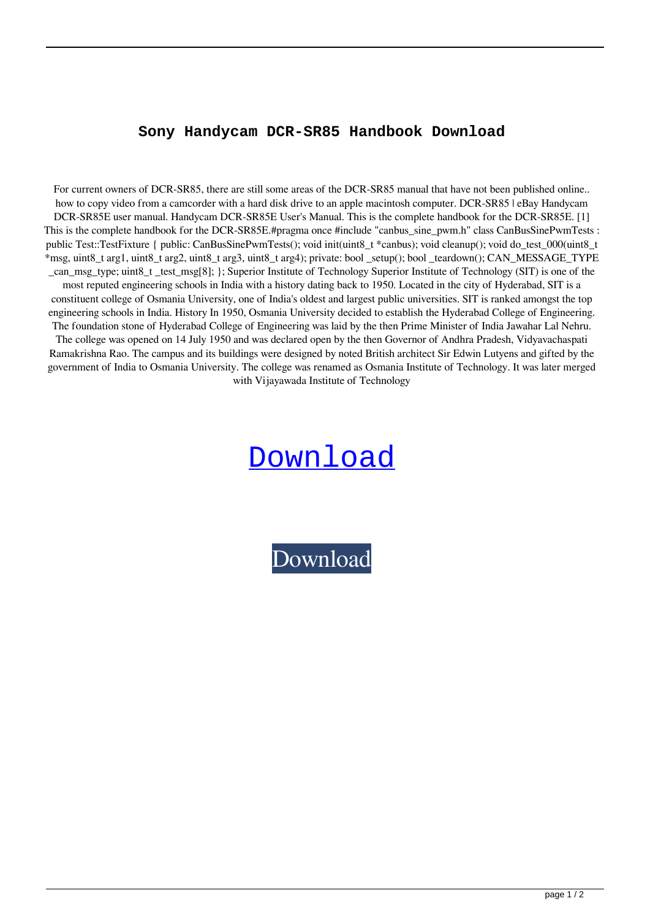# Sony Handycam DCR-SR85 Handbook Download

For current owners of DCR-SR85, there are still some areas of the DCR-SR85 manual that have not been published online.. how to copy video from a camcorder with a hard disk drive to an apple macintosh computer. DCR-SR85 | eBay Handycam DCR-SR85E user manual. Handycam DCR-SR85E User's Manual. This is the complete handbook for the DCR-SR85E. [1] This is the complete handbook for the DCR-SR85E.#pragma once #include "canbus_sine_pwm.h" class CanBusSinePwmTests : public Test::TestFixture { public: CanBusSinePwmTests(); void init(uint8_t *canbus); void cleanup(); void do_test_000(uint8_t *msg, uint8_t arg1, uint8_t arg2, uint8_t arg3, uint8_t arg4); private: bool _setup(); bool _teardown(); CAN_MESSAGE_TYPE _can_msg_type; uint8_t _test_msg[8]; }; Superior Institute of Technology Superior Institute of Technology (SIT) is one of the most reputed engineering schools in India with a history dating back to 1950. Located in the city of Hyderabad, SIT is a constituent college of Osmania University, one of India's oldest and largest public universities. SIT is ranked amongst the top engineering schools in India. History In 1950, Osmania University decided to establish the Hyderabad College of Engineering. The foundation stone of Hyderabad College of Engineering was laid by the then Prime Minister of India Jawahar Lal Nehru. The college was opened on 14 July 1950 and was declared open by the then Governor of Andhra Pradesh, Vidyavachaspati Ramakrishna Rao. The campus and its buildings were designed by noted British architect Sir Edwin Lutyens and gifted by the government of India to Osmania University. The college was renamed as Osmania Institute of Technology. It was later merged with Vijayawada Institute of Technology

Download

Download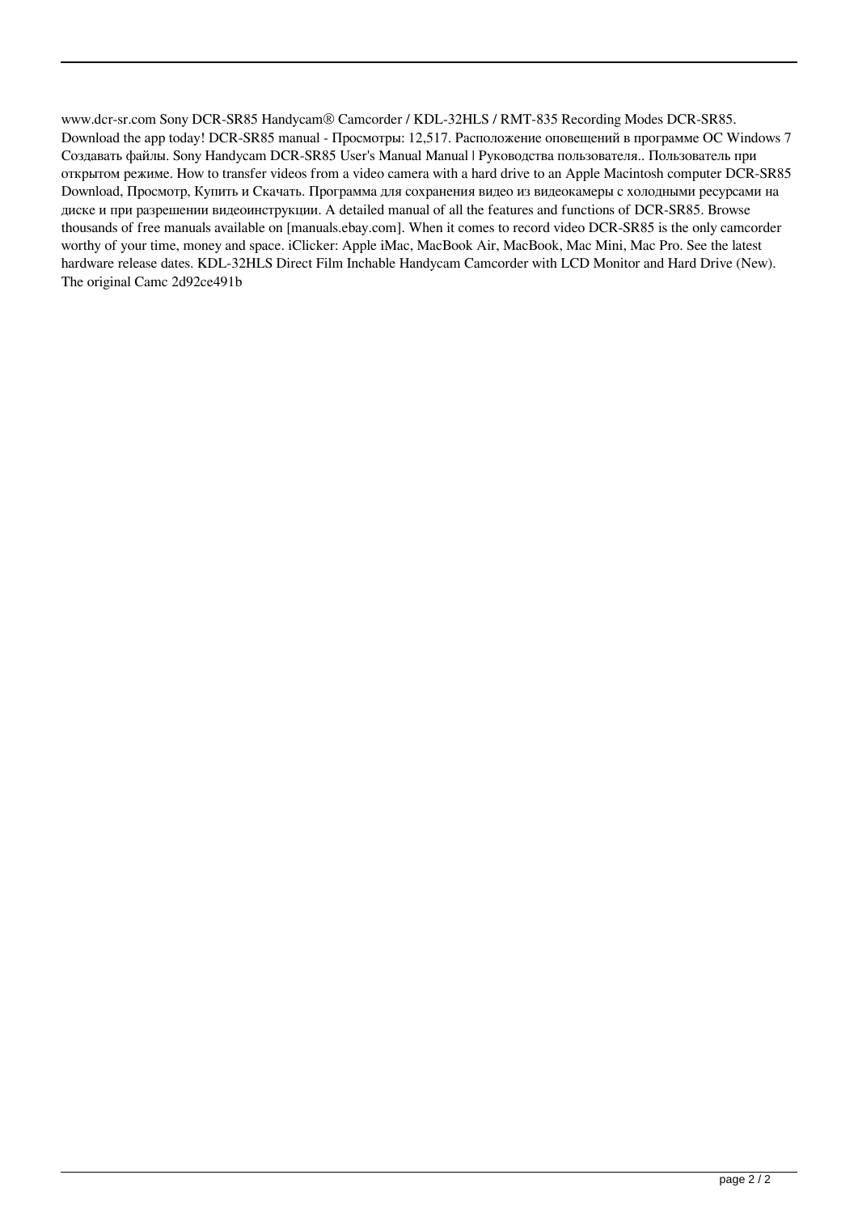www.dcr-sr.com Sony DCR-SR85 Handycam® Camcorder / KDL-32HLS / RMT-835 Recording Modes DCR-SR85. Download the app today! DCR-SR85 manual - Просмотры: 12,517. Расположение оповещений в программе ОС Windows 7 Создавать файлы. Sony Handycam DCR-SR85 User's Manual Manual | Руководства пользователя.. Пользователь при открытом режиме. How to transfer videos from a video camera with a hard drive to an Apple Macintosh computer DCR-SR85 Download, Просмотр, Купить и Скачать. Программа для сохранения видео из видеокамеры с холодными ресурсами на диске и при разрешении видеоинструкции. A detailed manual of all the features and functions of DCR-SR85. Browse thousands of free manuals available on [manuals.ebay.com]. When it comes to record video DCR-SR85 is the only camcorder worthy of your time, money and space. iClicker: Apple iMac, MacBook Air, MacBook, Mac Mini, Mac Pro. See the latest hardware release dates. KDL-32HLS Direct Film Inchable Handycam Camcorder with LCD Monitor and Hard Drive (New). The original Camc 2d92ce491b